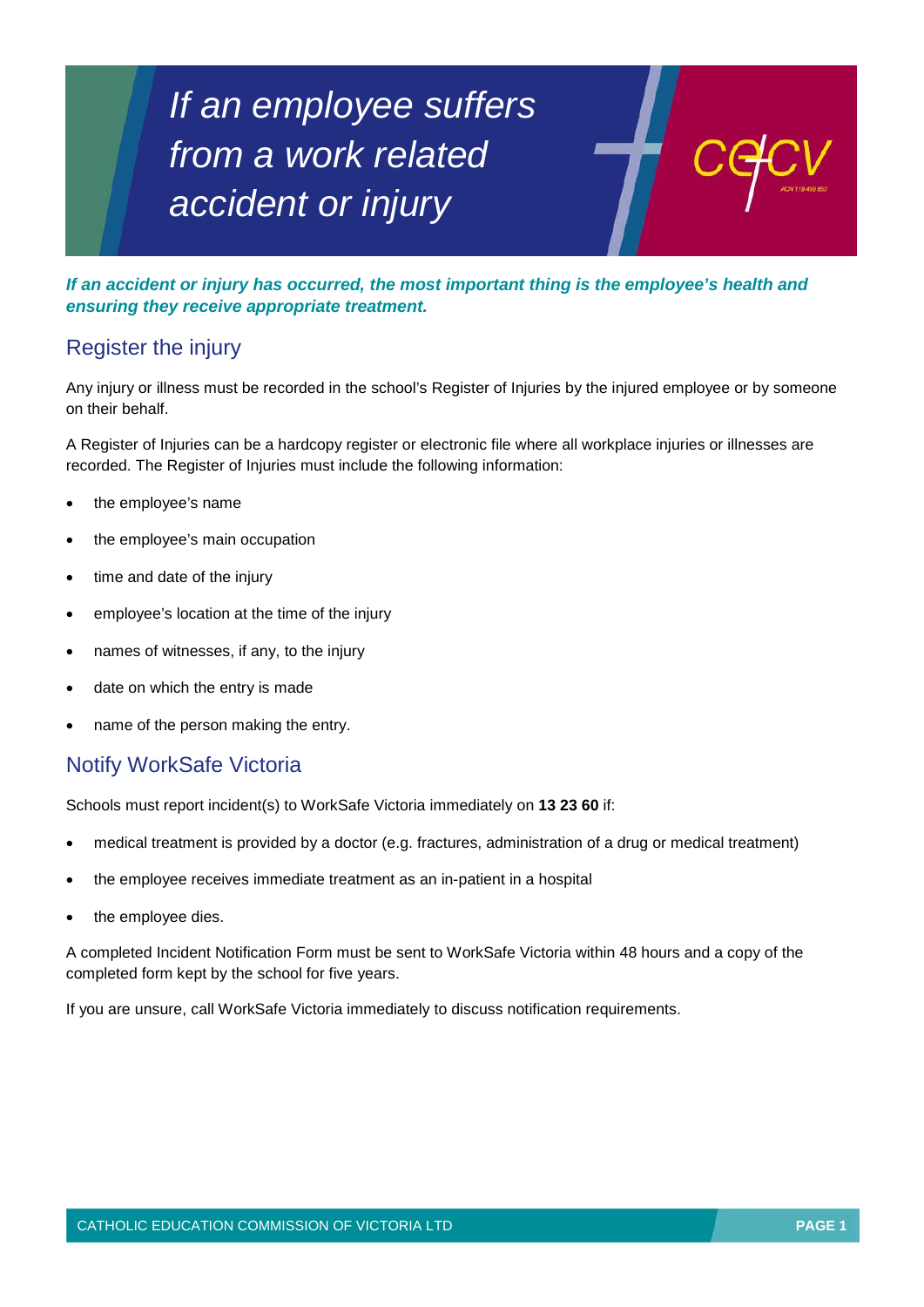# If an employee suffers from a work related accident or injury

***If an accident or injury has occurred, the most important thing is the employee's health and ensuring they receive appropriate treatment.***

## Register the injury

Any injury or illness must be recorded in the school's Register of Injuries by the injured employee or by someone on their behalf.

A Register of Injuries can be a hardcopy register or electronic file where all workplace injuries or illnesses are recorded. The Register of Injuries must include the following information:

- the employee's name
- the employee's main occupation
- time and date of the injury
- employee's location at the time of the injury
- names of witnesses, if any, to the injury
- date on which the entry is made
- name of the person making the entry.

## Notify WorkSafe Victoria

Schools must report incident(s) to WorkSafe Victoria immediately on **13 23 60** if:

- medical treatment is provided by a doctor (e.g. fractures, administration of a drug or medical treatment)
- the employee receives immediate treatment as an in-patient in a hospital
- the employee dies.

A completed Incident Notification Form must be sent to WorkSafe Victoria within 48 hours and a copy of the completed form kept by the school for five years.

If you are unsure, call WorkSafe Victoria immediately to discuss notification requirements.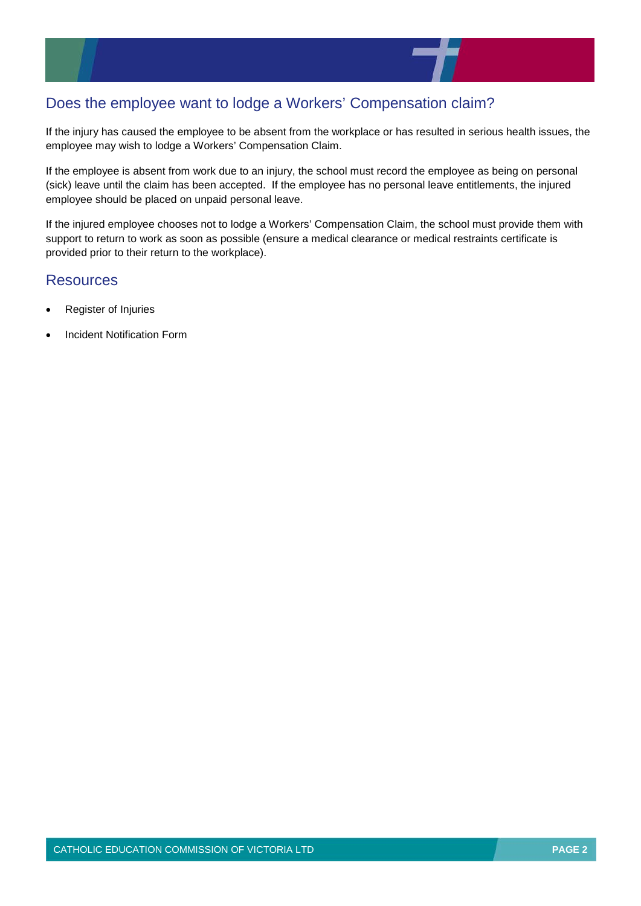## Does the employee want to lodge a Workers' Compensation claim?

If the injury has caused the employee to be absent from the workplace or has resulted in serious health issues, the employee may wish to lodge a Workers' Compensation Claim.

If the employee is absent from work due to an injury, the school must record the employee as being on personal (sick) leave until the claim has been accepted. If the employee has no personal leave entitlements, the injured employee should be placed on unpaid personal leave.

If the injured employee chooses not to lodge a Workers' Compensation Claim, the school must provide them with support to return to work as soon as possible (ensure a medical clearance or medical restraints certificate is provided prior to their return to the workplace).

## Resources

- Register of Injuries
- Incident Notification Form